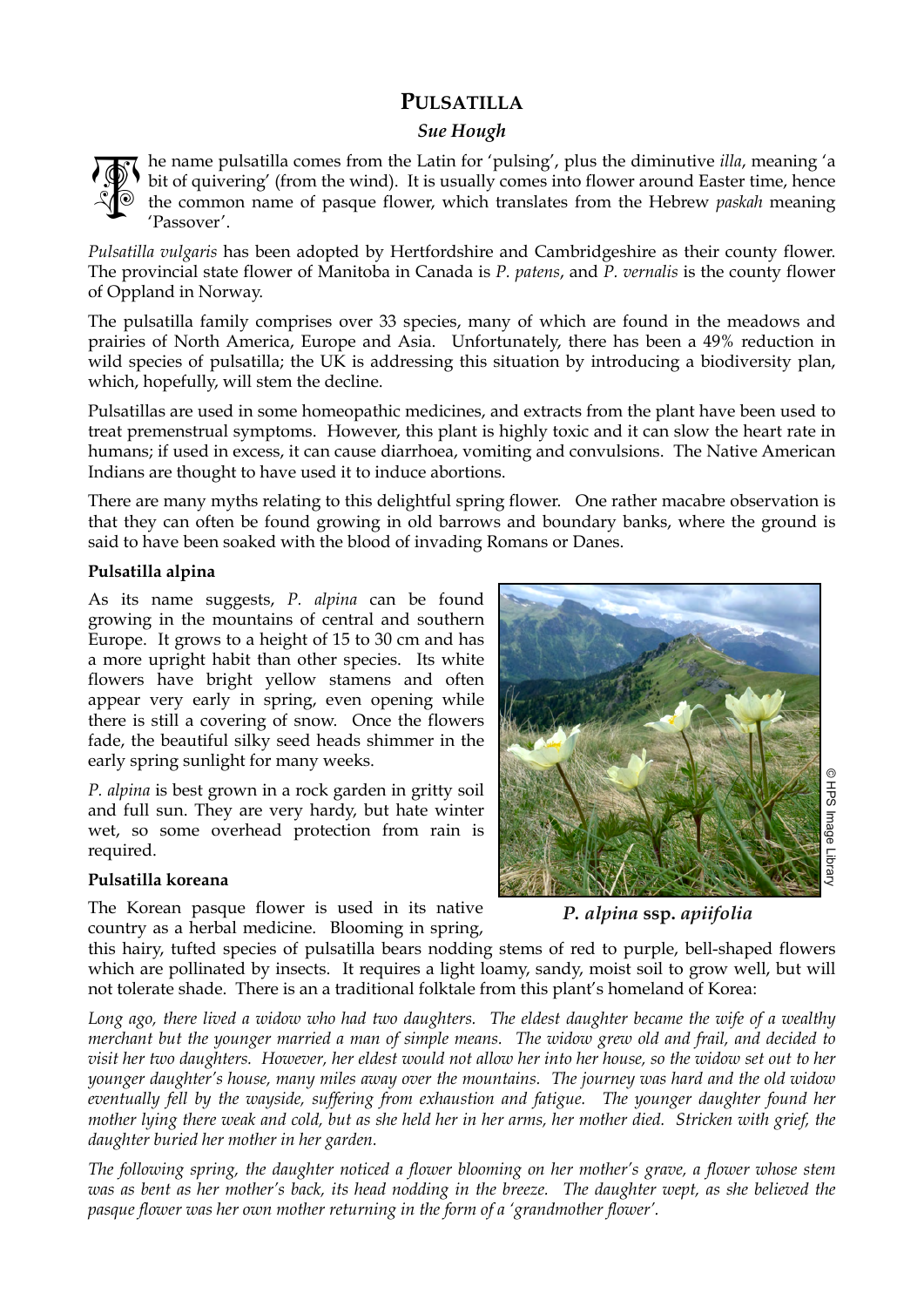# PULSATILLA

***Sue Hough***

The name pulsatilla comes from the Latin for 'pulsing', plus the diminutive *illa*, meaning 'a bit of quivering' (from the wind). It is usually comes into flower around Easter time, hence the common name of pasque flower, which translates from the Hebrew *paskah* meaning 'Passover'.

*Pulsatilla vulgaris* has been adopted by Hertfordshire and Cambridgeshire as their county flower. The provincial state flower of Manitoba in Canada is *P. patens*, and *P. vernalis* is the county flower of Oppland in Norway.

The pulsatilla family comprises over 33 species, many of which are found in the meadows and prairies of North America, Europe and Asia. Unfortunately, there has been a 49% reduction in wild species of pulsatilla; the UK is addressing this situation by introducing a biodiversity plan, which, hopefully, will stem the decline.

Pulsatillas are used in some homeopathic medicines, and extracts from the plant have been used to treat premenstrual symptoms. However, this plant is highly toxic and it can slow the heart rate in humans; if used in excess, it can cause diarrhoea, vomiting and convulsions. The Native American Indians are thought to have used it to induce abortions.

There are many myths relating to this delightful spring flower. One rather macabre observation is that they can often be found growing in old barrows and boundary banks, where the ground is said to have been soaked with the blood of invading Romans or Danes.

**Pulsatilla alpina**

As its name suggests, *P. alpina* can be found growing in the mountains of central and southern Europe. It grows to a height of 15 to 30 cm and has a more upright habit than other species. Its white flowers have bright yellow stamens and often appear very early in spring, even opening while there is still a covering of snow. Once the flowers fade, the beautiful silky seed heads shimmer in the early spring sunlight for many weeks.

*P. alpina* is best grown in a rock garden in gritty soil and full sun. They are very hardy, but hate winter wet, so some overhead protection from rain is required.

© HPS Image Library

***P. alpina* ssp. *apiifolia***

**Pulsatilla koreana**

The Korean pasque flower is used in its native country as a herbal medicine. Blooming in spring, this hairy, tufted species of pulsatilla bears nodding stems of red to purple, bell-shaped flowers which are pollinated by insects. It requires a light loamy, sandy, moist soil to grow well, but will not tolerate shade. There is an a traditional folktale from this plant's homeland of Korea:

*Long ago, there lived a widow who had two daughters. The eldest daughter became the wife of a wealthy merchant but the younger married a man of simple means. The widow grew old and frail, and decided to visit her two daughters. However, her eldest would not allow her into her house, so the widow set out to her younger daughter's house, many miles away over the mountains. The journey was hard and the old widow eventually fell by the wayside, suffering from exhaustion and fatigue. The younger daughter found her mother lying there weak and cold, but as she held her in her arms, her mother died. Stricken with grief, the daughter buried her mother in her garden.*

*The following spring, the daughter noticed a flower blooming on her mother's grave, a flower whose stem was as bent as her mother's back, its head nodding in the breeze. The daughter wept, as she believed the pasque flower was her own mother returning in the form of a 'grandmother flower'.*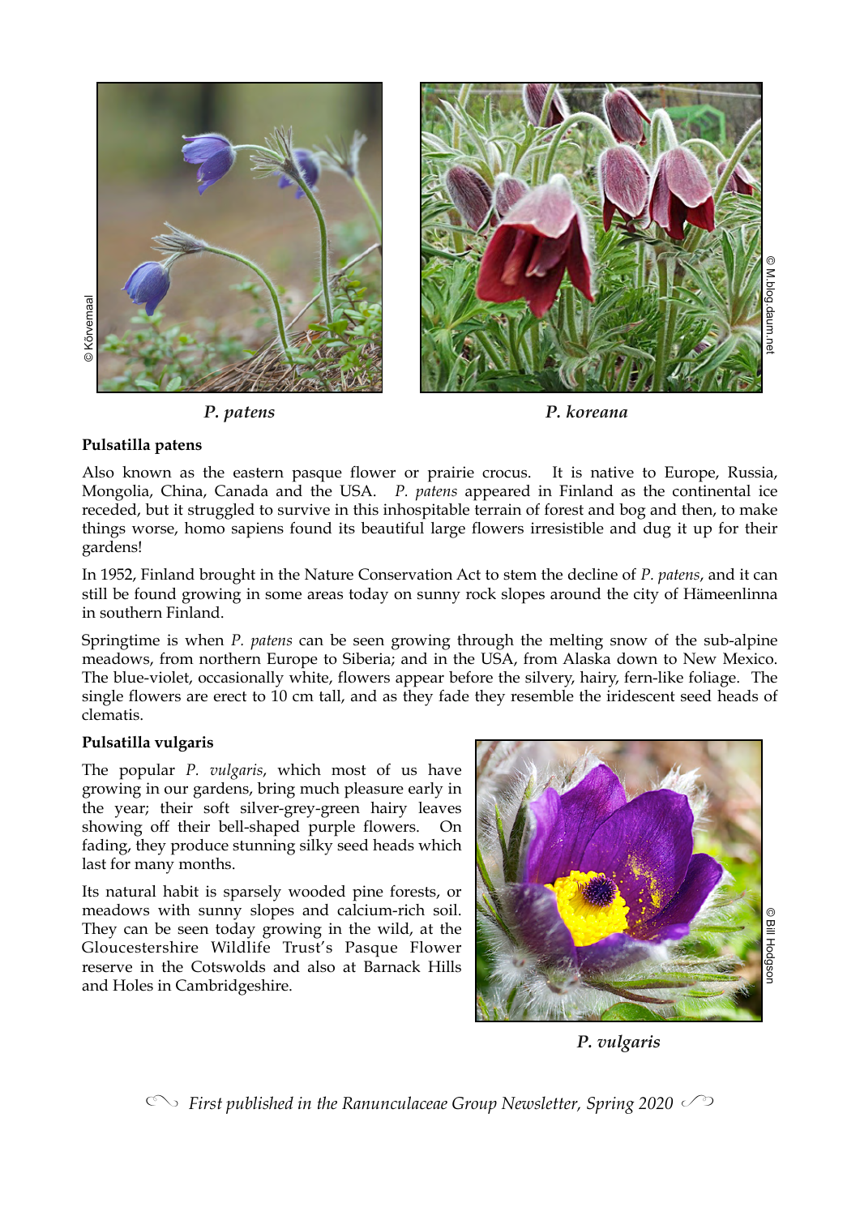*P. patens*

*P. koreana*

**Pulsatilla patens**

Also known as the eastern pasque flower or prairie crocus. It is native to Europe, Russia, Mongolia, China, Canada and the USA. *P. patens* appeared in Finland as the continental ice receded, but it struggled to survive in this inhospitable terrain of forest and bog and then, to make things worse, homo sapiens found its beautiful large flowers irresistible and dug it up for their gardens!

In 1952, Finland brought in the Nature Conservation Act to stem the decline of *P. patens*, and it can still be found growing in some areas today on sunny rock slopes around the city of Hämeenlinna in southern Finland.

Springtime is when *P. patens* can be seen growing through the melting snow of the sub-alpine meadows, from northern Europe to Siberia; and in the USA, from Alaska down to New Mexico. The blue-violet, occasionally white, flowers appear before the silvery, hairy, fern-like foliage. The single flowers are erect to 10 cm tall, and as they fade they resemble the iridescent seed heads of clematis.

**Pulsatilla vulgaris**

The popular *P. vulgaris*, which most of us have growing in our gardens, bring much pleasure early in the year; their soft silver-grey-green hairy leaves showing off their bell-shaped purple flowers. On fading, they produce stunning silky seed heads which last for many months.

Its natural habit is sparsely wooded pine forests, or meadows with sunny slopes and calcium-rich soil. They can be seen today growing in the wild, at the Gloucestershire Wildlife Trust's Pasque Flower reserve in the Cotswolds and also at Barnack Hills and Holes in Cambridgeshire.

*P. vulgaris*

*First published in the Ranunculaceae Group Newsletter, Spring 2020*